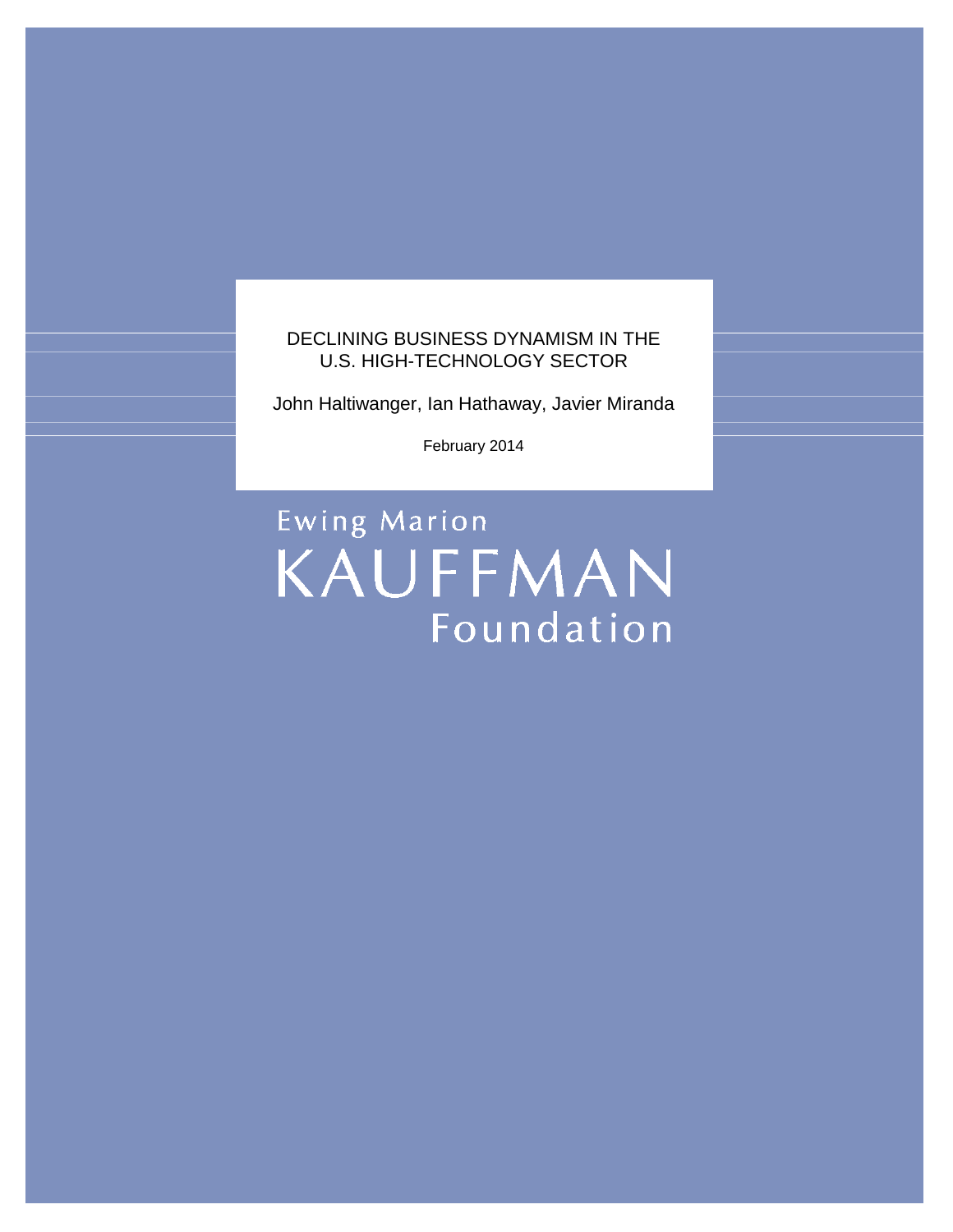# DECLINING BUSINESS DYNAMISM IN THE U.S. HIGH-TECHNOLOGY SECTOR

John Haltiwanger, Ian Hathaway, Javier Miranda

February 2014

Ewing Marion
KAUFFMAN
Foundation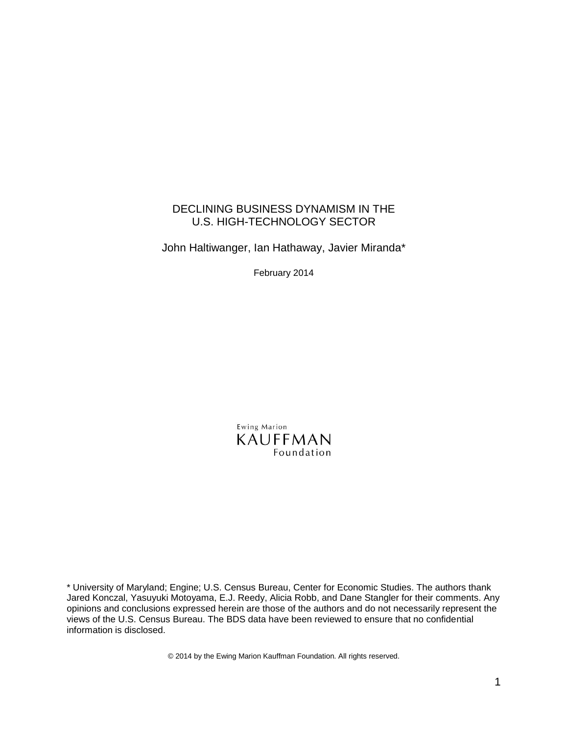# DECLINING BUSINESS DYNAMISM IN THE U.S. HIGH-TECHNOLOGY SECTOR

John Haltiwanger, Ian Hathaway, Javier Miranda*

February 2014

Ewing Marion KAUFFMAN Foundation

* University of Maryland; Engine; U.S. Census Bureau, Center for Economic Studies. The authors thank Jared Konczal, Yasuyuki Motoyama, E.J. Reedy, Alicia Robb, and Dane Stangler for their comments. Any opinions and conclusions expressed herein are those of the authors and do not necessarily represent the views of the U.S. Census Bureau. The BDS data have been reviewed to ensure that no confidential information is disclosed.

© 2014 by the Ewing Marion Kauffman Foundation. All rights reserved.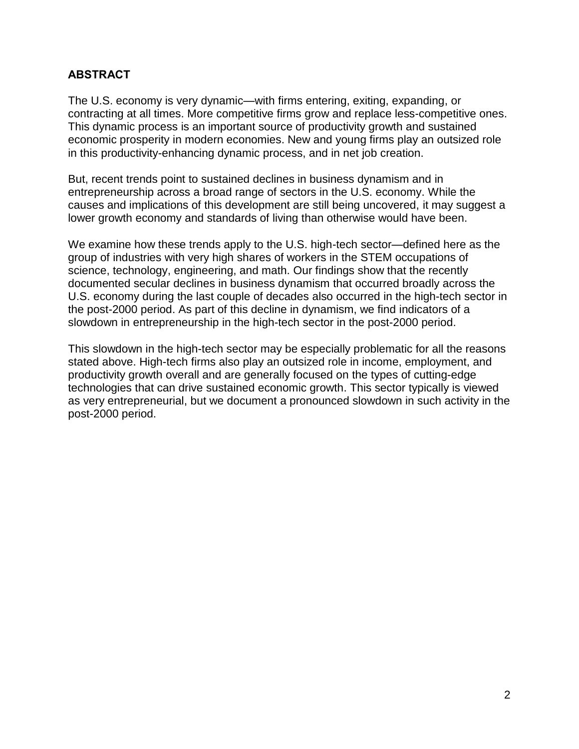## ABSTRACT

The U.S. economy is very dynamic—with firms entering, exiting, expanding, or contracting at all times. More competitive firms grow and replace less-competitive ones. This dynamic process is an important source of productivity growth and sustained economic prosperity in modern economies. New and young firms play an outsized role in this productivity-enhancing dynamic process, and in net job creation.

But, recent trends point to sustained declines in business dynamism and in entrepreneurship across a broad range of sectors in the U.S. economy. While the causes and implications of this development are still being uncovered, it may suggest a lower growth economy and standards of living than otherwise would have been.

We examine how these trends apply to the U.S. high-tech sector—defined here as the group of industries with very high shares of workers in the STEM occupations of science, technology, engineering, and math. Our findings show that the recently documented secular declines in business dynamism that occurred broadly across the U.S. economy during the last couple of decades also occurred in the high-tech sector in the post-2000 period. As part of this decline in dynamism, we find indicators of a slowdown in entrepreneurship in the high-tech sector in the post-2000 period.

This slowdown in the high-tech sector may be especially problematic for all the reasons stated above. High-tech firms also play an outsized role in income, employment, and productivity growth overall and are generally focused on the types of cutting-edge technologies that can drive sustained economic growth. This sector typically is viewed as very entrepreneurial, but we document a pronounced slowdown in such activity in the post-2000 period.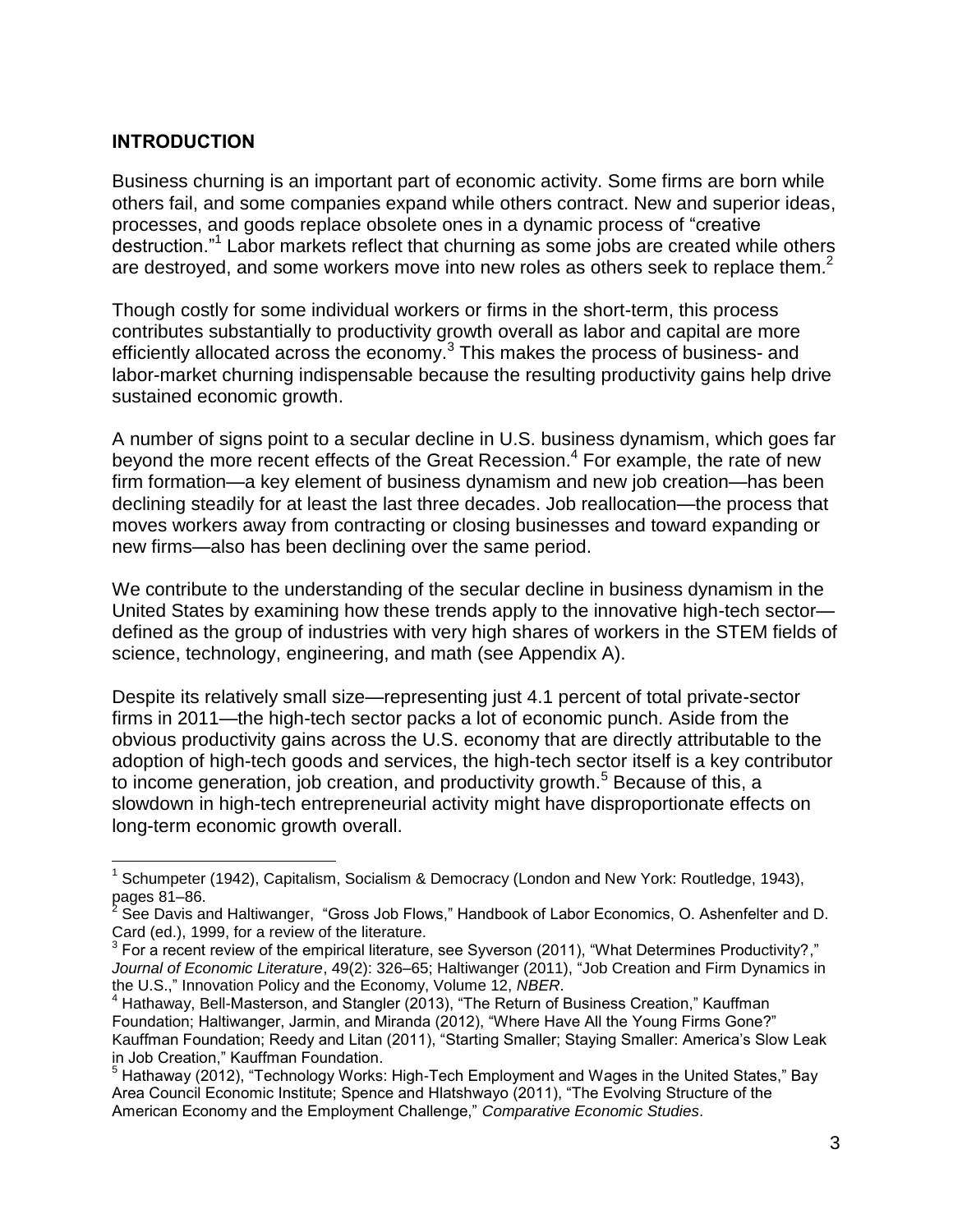## INTRODUCTION

Business churning is an important part of economic activity. Some firms are born while others fail, and some companies expand while others contract. New and superior ideas, processes, and goods replace obsolete ones in a dynamic process of "creative destruction."[1] Labor markets reflect that churning as some jobs are created while others are destroyed, and some workers move into new roles as others seek to replace them.[2]

Though costly for some individual workers or firms in the short-term, this process contributes substantially to productivity growth overall as labor and capital are more efficiently allocated across the economy.[3] This makes the process of business- and labor-market churning indispensable because the resulting productivity gains help drive sustained economic growth.

A number of signs point to a secular decline in U.S. business dynamism, which goes far beyond the more recent effects of the Great Recession.[4] For example, the rate of new firm formation—a key element of business dynamism and new job creation—has been declining steadily for at least the last three decades. Job reallocation—the process that moves workers away from contracting or closing businesses and toward expanding or new firms—also has been declining over the same period.

We contribute to the understanding of the secular decline in business dynamism in the United States by examining how these trends apply to the innovative high-tech sector—defined as the group of industries with very high shares of workers in the STEM fields of science, technology, engineering, and math (see Appendix A).

Despite its relatively small size—representing just 4.1 percent of total private-sector firms in 2011—the high-tech sector packs a lot of economic punch. Aside from the obvious productivity gains across the U.S. economy that are directly attributable to the adoption of high-tech goods and services, the high-tech sector itself is a key contributor to income generation, job creation, and productivity growth.[5] Because of this, a slowdown in high-tech entrepreneurial activity might have disproportionate effects on long-term economic growth overall.

---

[1] Schumpeter (1942), Capitalism, Socialism & Democracy (London and New York: Routledge, 1943), pages 81–86.

[2] See Davis and Haltiwanger, "Gross Job Flows," Handbook of Labor Economics, O. Ashenfelter and D. Card (ed.), 1999, for a review of the literature.

[3] For a recent review of the empirical literature, see Syverson (2011), "What Determines Productivity?," *Journal of Economic Literature*, 49(2): 326–65; Haltiwanger (2011), "Job Creation and Firm Dynamics in the U.S.," Innovation Policy and the Economy, Volume 12, *NBER*.

[4] Hathaway, Bell-Masterson, and Stangler (2013), "The Return of Business Creation," Kauffman Foundation; Haltiwanger, Jarmin, and Miranda (2012), "Where Have All the Young Firms Gone?" Kauffman Foundation; Reedy and Litan (2011), "Starting Smaller; Staying Smaller: America's Slow Leak in Job Creation," Kauffman Foundation.

[5] Hathaway (2012), "Technology Works: High-Tech Employment and Wages in the United States," Bay Area Council Economic Institute; Spence and Hlatshwayo (2011), "The Evolving Structure of the American Economy and the Employment Challenge," *Comparative Economic Studies*.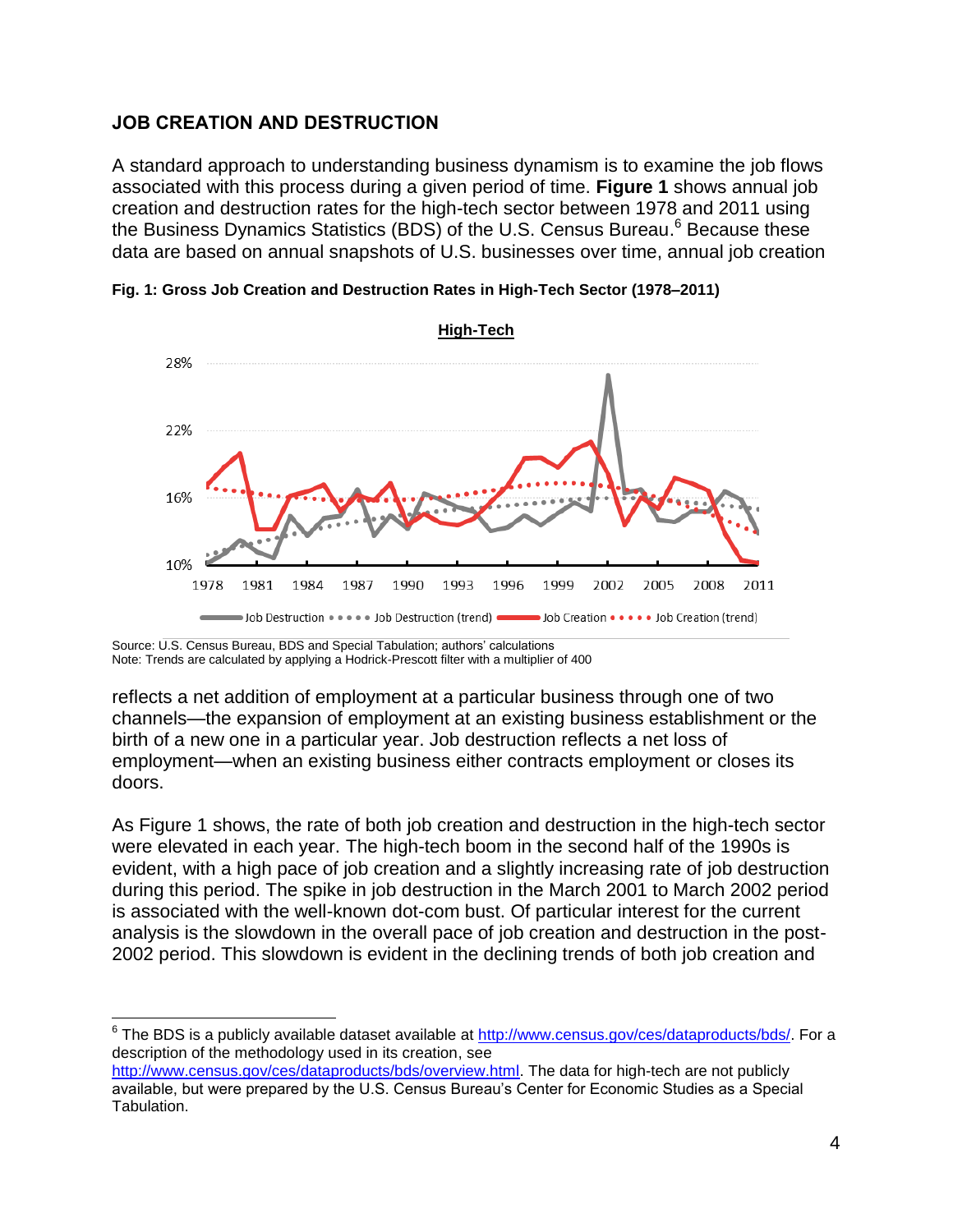## JOB CREATION AND DESTRUCTION

A standard approach to understanding business dynamism is to examine the job flows associated with this process during a given period of time. **Figure 1** shows annual job creation and destruction rates for the high-tech sector between 1978 and 2011 using the Business Dynamics Statistics (BDS) of the U.S. Census Bureau.[6] Because these data are based on annual snapshots of U.S. businesses over time, annual job creation

**Fig. 1: Gross Job Creation and Destruction Rates in High-Tech Sector (1978–2011)**

Source: U.S. Census Bureau, BDS and Special Tabulation; authors' calculations
Note: Trends are calculated by applying a Hodrick-Prescott filter with a multiplier of 400

reflects a net addition of employment at a particular business through one of two channels—the expansion of employment at an existing business establishment or the birth of a new one in a particular year. Job destruction reflects a net loss of employment—when an existing business either contracts employment or closes its doors.

As Figure 1 shows, the rate of both job creation and destruction in the high-tech sector were elevated in each year. The high-tech boom in the second half of the 1990s is evident, with a high pace of job creation and a slightly increasing rate of job destruction during this period. The spike in job destruction in the March 2001 to March 2002 period is associated with the well-known dot-com bust. Of particular interest for the current analysis is the slowdown in the overall pace of job creation and destruction in the post-2002 period. This slowdown is evident in the declining trends of both job creation and

[6] The BDS is a publicly available dataset available at http://www.census.gov/ces/dataproducts/bds/. For a description of the methodology used in its creation, see http://www.census.gov/ces/dataproducts/bds/overview.html. The data for high-tech are not publicly available, but were prepared by the U.S. Census Bureau's Center for Economic Studies as a Special Tabulation.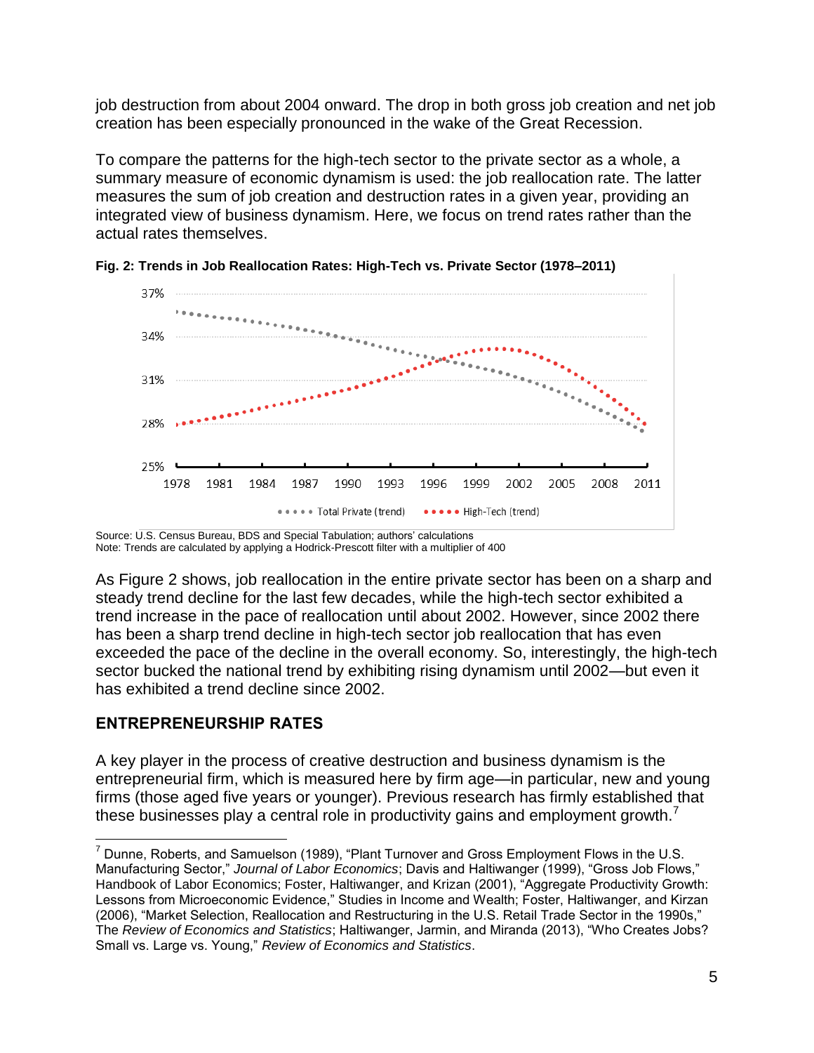job destruction from about 2004 onward. The drop in both gross job creation and net job creation has been especially pronounced in the wake of the Great Recession.

To compare the patterns for the high-tech sector to the private sector as a whole, a summary measure of economic dynamism is used: the job reallocation rate. The latter measures the sum of job creation and destruction rates in a given year, providing an integrated view of business dynamism. Here, we focus on trend rates rather than the actual rates themselves.

**Fig. 2: Trends in Job Reallocation Rates: High-Tech vs. Private Sector (1978–2011)**

Source: U.S. Census Bureau, BDS and Special Tabulation; authors' calculations
Note: Trends are calculated by applying a Hodrick-Prescott filter with a multiplier of 400

As Figure 2 shows, job reallocation in the entire private sector has been on a sharp and steady trend decline for the last few decades, while the high-tech sector exhibited a trend increase in the pace of reallocation until about 2002. However, since 2002 there has been a sharp trend decline in high-tech sector job reallocation that has even exceeded the pace of the decline in the overall economy. So, interestingly, the high-tech sector bucked the national trend by exhibiting rising dynamism until 2002—but even it has exhibited a trend decline since 2002.

## ENTREPRENEURSHIP RATES

A key player in the process of creative destruction and business dynamism is the entrepreneurial firm, which is measured here by firm age—in particular, new and young firms (those aged five years or younger). Previous research has firmly established that these businesses play a central role in productivity gains and employment growth.[7]

[7] Dunne, Roberts, and Samuelson (1989), "Plant Turnover and Gross Employment Flows in the U.S. Manufacturing Sector," *Journal of Labor Economics*; Davis and Haltiwanger (1999), "Gross Job Flows," Handbook of Labor Economics; Foster, Haltiwanger, and Krizan (2001), "Aggregate Productivity Growth: Lessons from Microeconomic Evidence," Studies in Income and Wealth; Foster, Haltiwanger, and Kirzan (2006), "Market Selection, Reallocation and Restructuring in the U.S. Retail Trade Sector in the 1990s," The *Review of Economics and Statistics*; Haltiwanger, Jarmin, and Miranda (2013), "Who Creates Jobs? Small vs. Large vs. Young," *Review of Economics and Statistics*.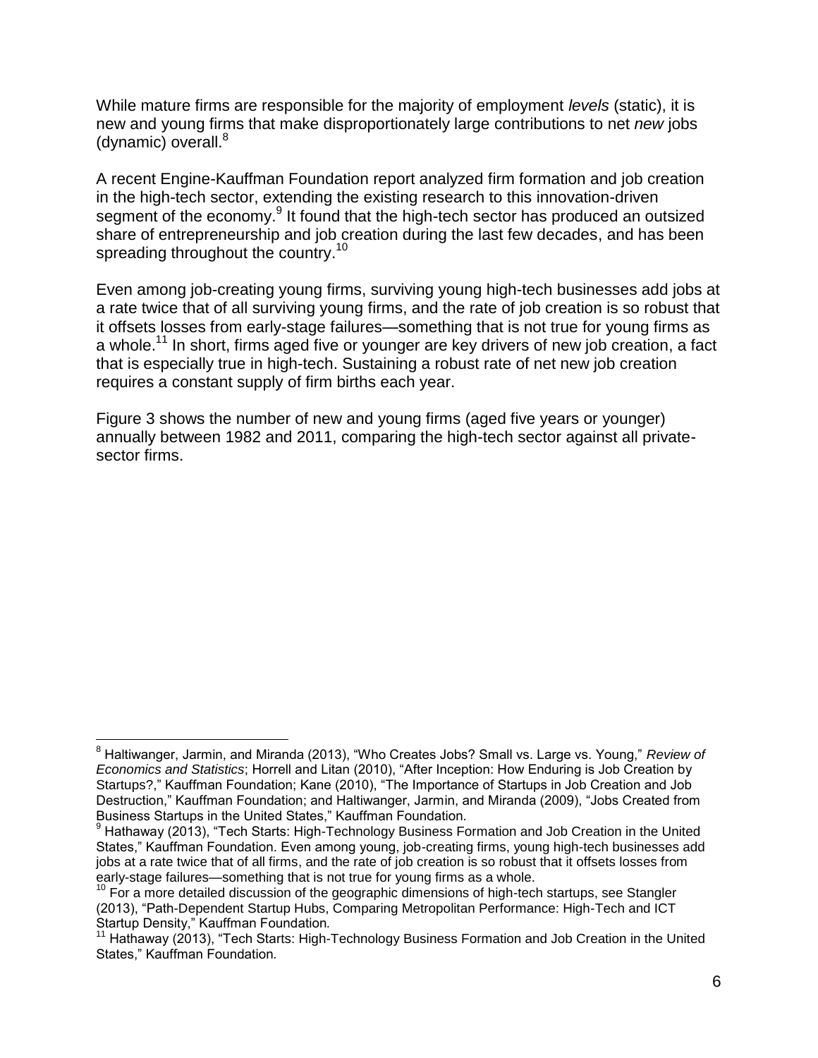While mature firms are responsible for the majority of employment *levels* (static), it is new and young firms that make disproportionately large contributions to net *new* jobs (dynamic) overall.[8]

A recent Engine-Kauffman Foundation report analyzed firm formation and job creation in the high-tech sector, extending the existing research to this innovation-driven segment of the economy.[9] It found that the high-tech sector has produced an outsized share of entrepreneurship and job creation during the last few decades, and has been spreading throughout the country.[10]

Even among job-creating young firms, surviving young high-tech businesses add jobs at a rate twice that of all surviving young firms, and the rate of job creation is so robust that it offsets losses from early-stage failures—something that is not true for young firms as a whole.[11] In short, firms aged five or younger are key drivers of new job creation, a fact that is especially true in high-tech. Sustaining a robust rate of net new job creation requires a constant supply of firm births each year.

Figure 3 shows the number of new and young firms (aged five years or younger) annually between 1982 and 2011, comparing the high-tech sector against all private-sector firms.

---

[8] Haltiwanger, Jarmin, and Miranda (2013), "Who Creates Jobs? Small vs. Large vs. Young," *Review of Economics and Statistics*; Horrell and Litan (2010), "After Inception: How Enduring is Job Creation by Startups?," Kauffman Foundation; Kane (2010), "The Importance of Startups in Job Creation and Job Destruction," Kauffman Foundation; and Haltiwanger, Jarmin, and Miranda (2009), "Jobs Created from Business Startups in the United States," Kauffman Foundation.

[9] Hathaway (2013), "Tech Starts: High-Technology Business Formation and Job Creation in the United States," Kauffman Foundation. Even among young, job-creating firms, young high-tech businesses add jobs at a rate twice that of all firms, and the rate of job creation is so robust that it offsets losses from early-stage failures—something that is not true for young firms as a whole.

[10] For a more detailed discussion of the geographic dimensions of high-tech startups, see Stangler (2013), "Path-Dependent Startup Hubs, Comparing Metropolitan Performance: High-Tech and ICT Startup Density," Kauffman Foundation*.*

[11] Hathaway (2013), "Tech Starts: High-Technology Business Formation and Job Creation in the United States," Kauffman Foundation*.*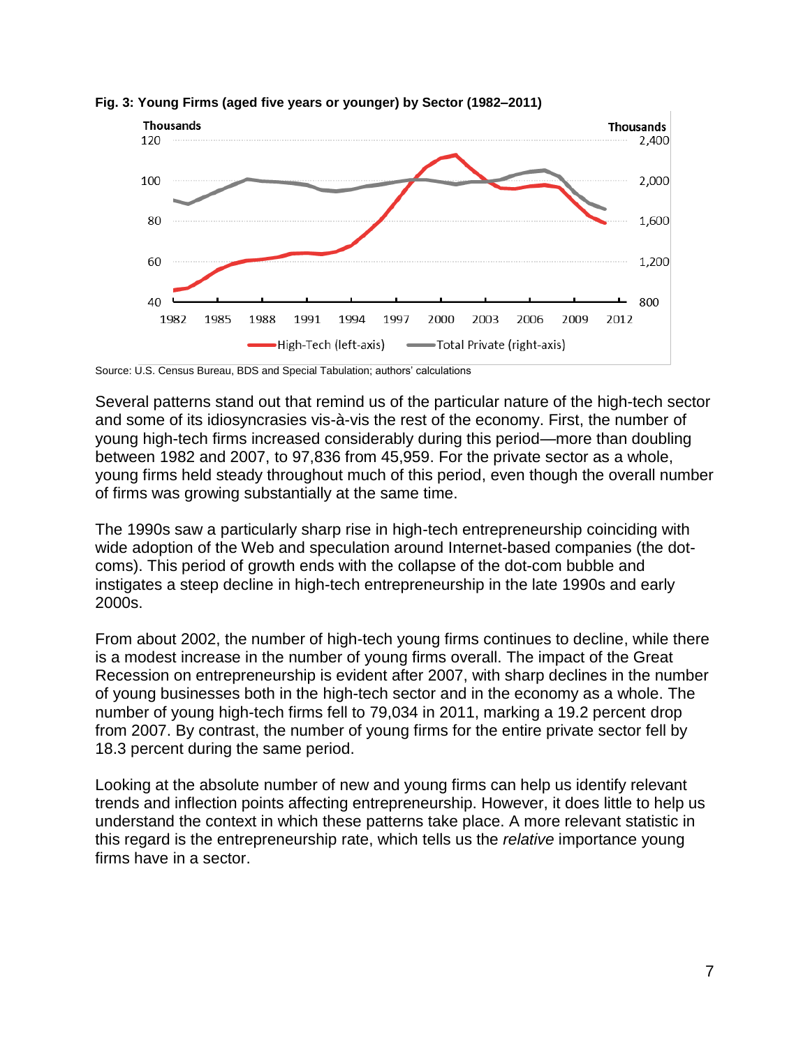**Fig. 3: Young Firms (aged five years or younger) by Sector (1982–2011)**

Source: U.S. Census Bureau, BDS and Special Tabulation; authors' calculations

Several patterns stand out that remind us of the particular nature of the high-tech sector and some of its idiosyncrasies vis-à-vis the rest of the economy. First, the number of young high-tech firms increased considerably during this period—more than doubling between 1982 and 2007, to 97,836 from 45,959. For the private sector as a whole, young firms held steady throughout much of this period, even though the overall number of firms was growing substantially at the same time.

The 1990s saw a particularly sharp rise in high-tech entrepreneurship coinciding with wide adoption of the Web and speculation around Internet-based companies (the dot-coms). This period of growth ends with the collapse of the dot-com bubble and instigates a steep decline in high-tech entrepreneurship in the late 1990s and early 2000s.

From about 2002, the number of high-tech young firms continues to decline, while there is a modest increase in the number of young firms overall. The impact of the Great Recession on entrepreneurship is evident after 2007, with sharp declines in the number of young businesses both in the high-tech sector and in the economy as a whole. The number of young high-tech firms fell to 79,034 in 2011, marking a 19.2 percent drop from 2007. By contrast, the number of young firms for the entire private sector fell by 18.3 percent during the same period.

Looking at the absolute number of new and young firms can help us identify relevant trends and inflection points affecting entrepreneurship. However, it does little to help us understand the context in which these patterns take place. A more relevant statistic in this regard is the entrepreneurship rate, which tells us the *relative* importance young firms have in a sector.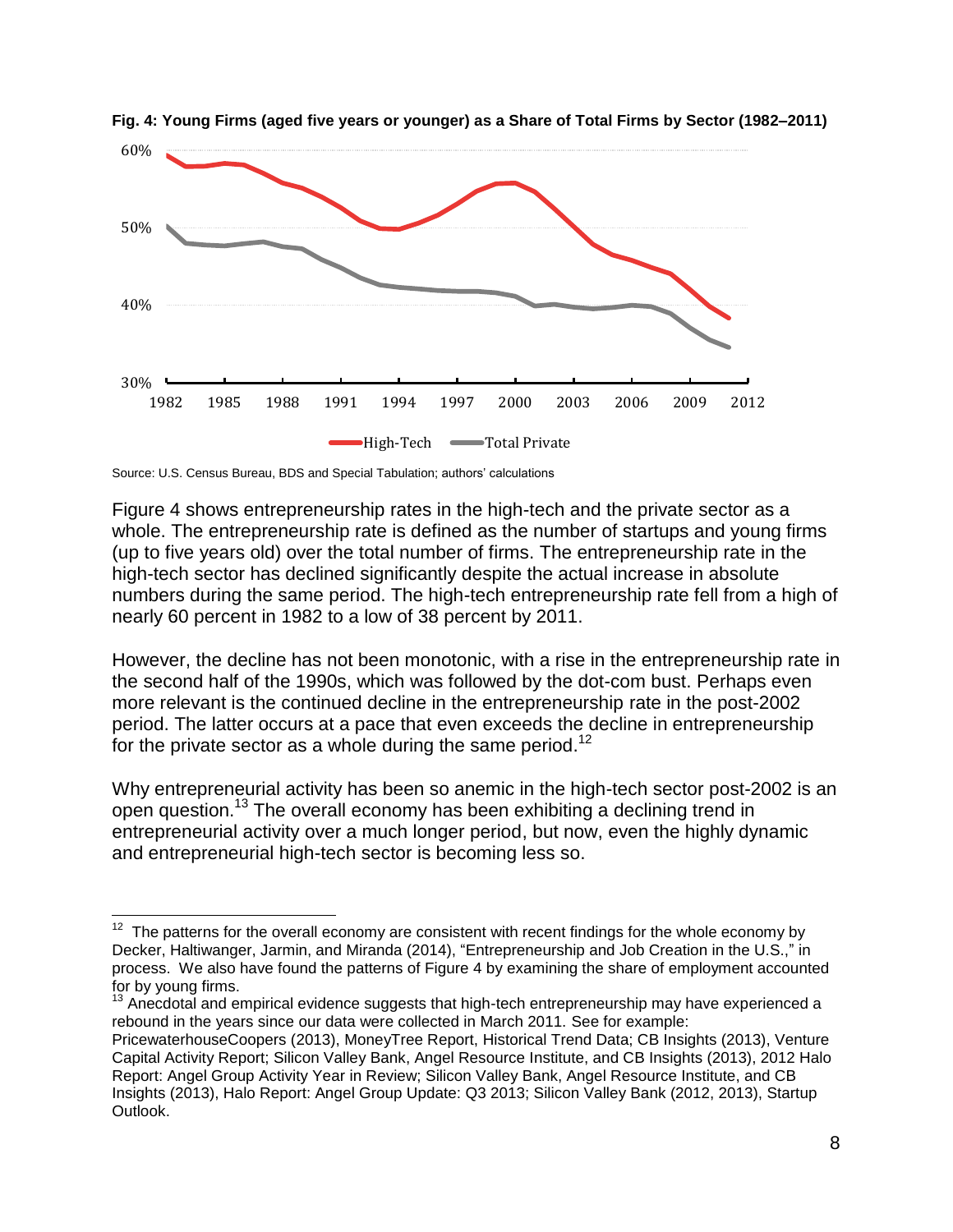**Fig. 4: Young Firms (aged five years or younger) as a Share of Total Firms by Sector (1982–2011)**

Source: U.S. Census Bureau, BDS and Special Tabulation; authors' calculations

Figure 4 shows entrepreneurship rates in the high-tech and the private sector as a whole. The entrepreneurship rate is defined as the number of startups and young firms (up to five years old) over the total number of firms. The entrepreneurship rate in the high-tech sector has declined significantly despite the actual increase in absolute numbers during the same period. The high-tech entrepreneurship rate fell from a high of nearly 60 percent in 1982 to a low of 38 percent by 2011.

However, the decline has not been monotonic, with a rise in the entrepreneurship rate in the second half of the 1990s, which was followed by the dot-com bust. Perhaps even more relevant is the continued decline in the entrepreneurship rate in the post-2002 period. The latter occurs at a pace that even exceeds the decline in entrepreneurship for the private sector as a whole during the same period.[12]

Why entrepreneurial activity has been so anemic in the high-tech sector post-2002 is an open question.[13] The overall economy has been exhibiting a declining trend in entrepreneurial activity over a much longer period, but now, even the highly dynamic and entrepreneurial high-tech sector is becoming less so.

---

[12] The patterns for the overall economy are consistent with recent findings for the whole economy by Decker, Haltiwanger, Jarmin, and Miranda (2014), "Entrepreneurship and Job Creation in the U.S.," in process. We also have found the patterns of Figure 4 by examining the share of employment accounted for by young firms.

[13] Anecdotal and empirical evidence suggests that high-tech entrepreneurship may have experienced a rebound in the years since our data were collected in March 2011. See for example: PricewaterhouseCoopers (2013), MoneyTree Report, Historical Trend Data; CB Insights (2013), Venture Capital Activity Report; Silicon Valley Bank, Angel Resource Institute, and CB Insights (2013), 2012 Halo Report: Angel Group Activity Year in Review; Silicon Valley Bank, Angel Resource Institute, and CB Insights (2013), Halo Report: Angel Group Update: Q3 2013; Silicon Valley Bank (2012, 2013), Startup Outlook.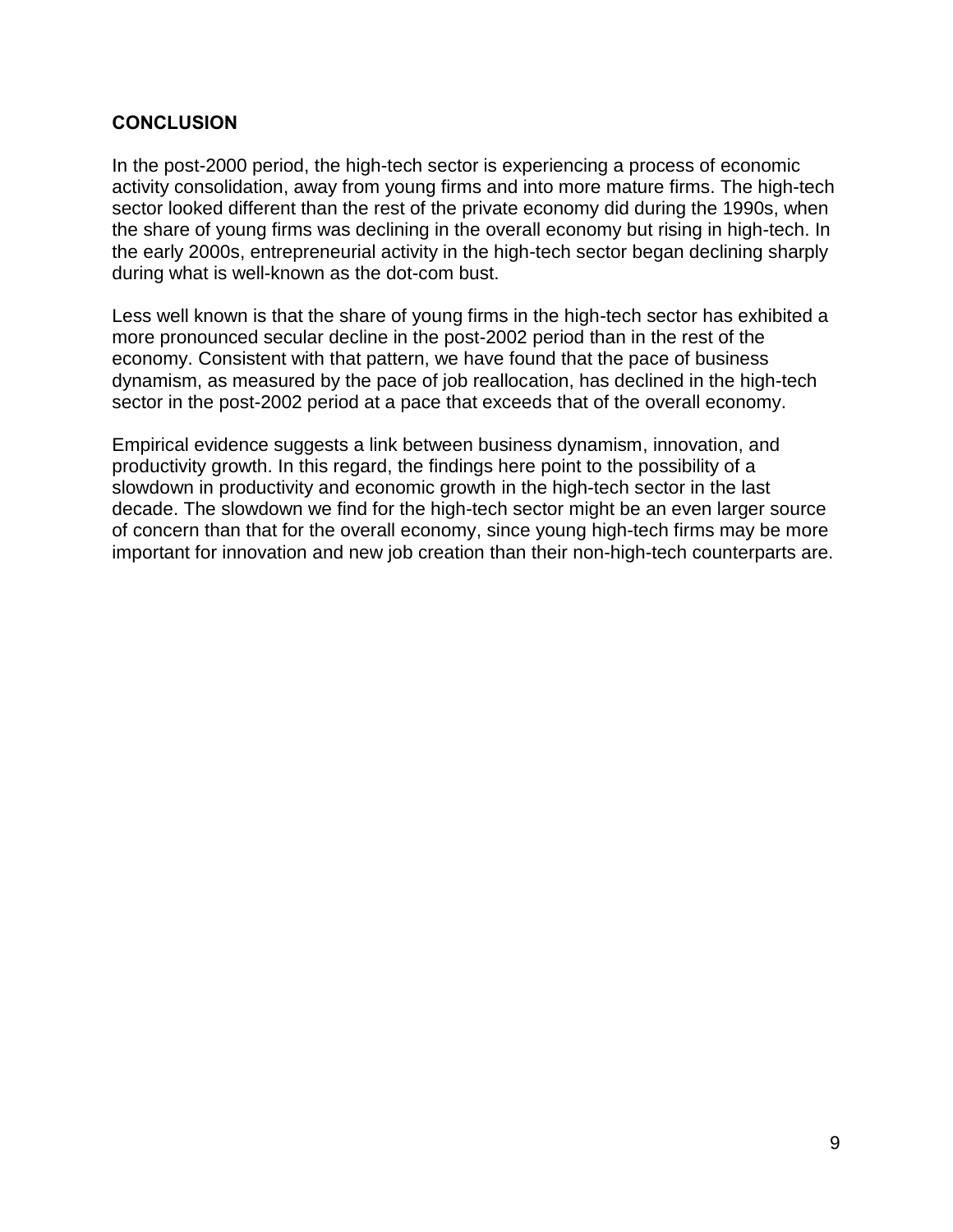## CONCLUSION

In the post-2000 period, the high-tech sector is experiencing a process of economic activity consolidation, away from young firms and into more mature firms. The high-tech sector looked different than the rest of the private economy did during the 1990s, when the share of young firms was declining in the overall economy but rising in high-tech. In the early 2000s, entrepreneurial activity in the high-tech sector began declining sharply during what is well-known as the dot-com bust.

Less well known is that the share of young firms in the high-tech sector has exhibited a more pronounced secular decline in the post-2002 period than in the rest of the economy. Consistent with that pattern, we have found that the pace of business dynamism, as measured by the pace of job reallocation, has declined in the high-tech sector in the post-2002 period at a pace that exceeds that of the overall economy.

Empirical evidence suggests a link between business dynamism, innovation, and productivity growth. In this regard, the findings here point to the possibility of a slowdown in productivity and economic growth in the high-tech sector in the last decade. The slowdown we find for the high-tech sector might be an even larger source of concern than that for the overall economy, since young high-tech firms may be more important for innovation and new job creation than their non-high-tech counterparts are.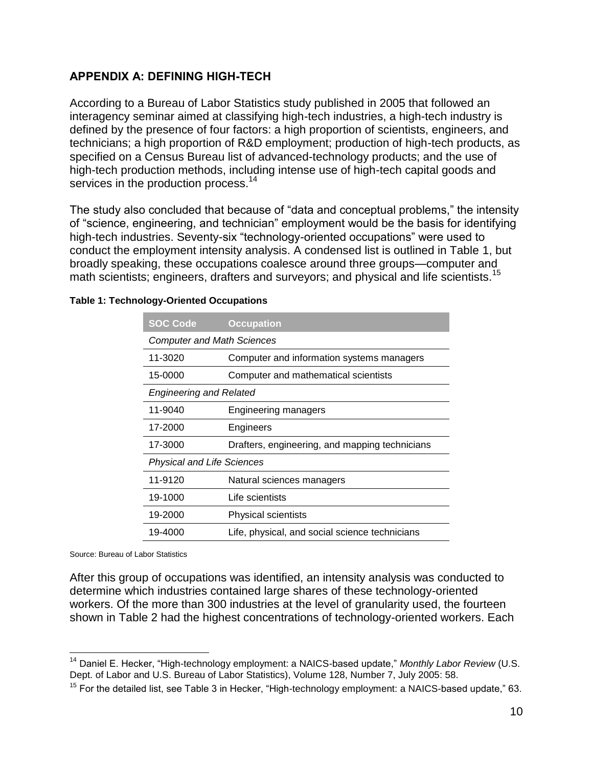## APPENDIX A: DEFINING HIGH-TECH

According to a Bureau of Labor Statistics study published in 2005 that followed an interagency seminar aimed at classifying high-tech industries, a high-tech industry is defined by the presence of four factors: a high proportion of scientists, engineers, and technicians; a high proportion of R&D employment; production of high-tech products, as specified on a Census Bureau list of advanced-technology products; and the use of high-tech production methods, including intense use of high-tech capital goods and services in the production process.[14]

The study also concluded that because of "data and conceptual problems," the intensity of "science, engineering, and technician" employment would be the basis for identifying high-tech industries. Seventy-six "technology-oriented occupations" were used to conduct the employment intensity analysis. A condensed list is outlined in Table 1, but broadly speaking, these occupations coalesce around three groups—computer and math scientists; engineers, drafters and surveyors; and physical and life scientists.[15]

**Table 1: Technology-Oriented Occupations**

| SOC Code | Occupation |
| --- | --- |
| *Computer and Math Sciences* | |
| 11-3020 | Computer and information systems managers |
| 15-0000 | Computer and mathematical scientists |
| *Engineering and Related* | |
| 11-9040 | Engineering managers |
| 17-2000 | Engineers |
| 17-3000 | Drafters, engineering, and mapping technicians |
| *Physical and Life Sciences* | |
| 11-9120 | Natural sciences managers |
| 19-1000 | Life scientists |
| 19-2000 | Physical scientists |
| 19-4000 | Life, physical, and social science technicians |

Source: Bureau of Labor Statistics

After this group of occupations was identified, an intensity analysis was conducted to determine which industries contained large shares of these technology-oriented workers. Of the more than 300 industries at the level of granularity used, the fourteen shown in Table 2 had the highest concentrations of technology-oriented workers. Each

[14] Daniel E. Hecker, "High-technology employment: a NAICS-based update," *Monthly Labor Review* (U.S. Dept. of Labor and U.S. Bureau of Labor Statistics), Volume 128, Number 7, July 2005: 58.

[15] For the detailed list, see Table 3 in Hecker, "High-technology employment: a NAICS-based update," 63.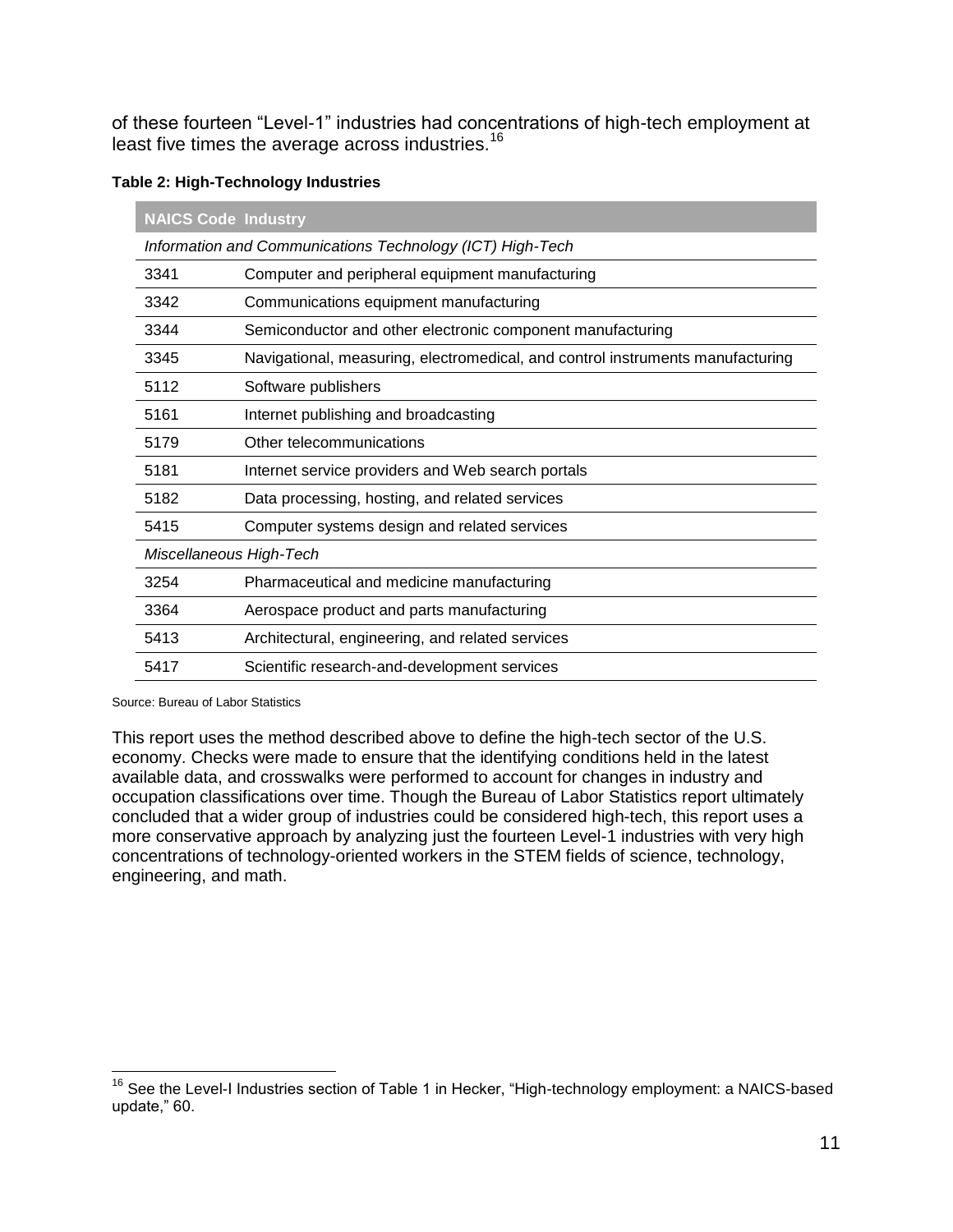of these fourteen “Level-1” industries had concentrations of high-tech employment at least five times the average across industries.[16]

**Table 2: High-Technology Industries**

| NAICS Code | Industry |
|---|---|
| *Information and Communications Technology (ICT) High-Tech* | |
| 3341 | Computer and peripheral equipment manufacturing |
| 3342 | Communications equipment manufacturing |
| 3344 | Semiconductor and other electronic component manufacturing |
| 3345 | Navigational, measuring, electromedical, and control instruments manufacturing |
| 5112 | Software publishers |
| 5161 | Internet publishing and broadcasting |
| 5179 | Other telecommunications |
| 5181 | Internet service providers and Web search portals |
| 5182 | Data processing, hosting, and related services |
| 5415 | Computer systems design and related services |
| *Miscellaneous High-Tech* | |
| 3254 | Pharmaceutical and medicine manufacturing |
| 3364 | Aerospace product and parts manufacturing |
| 5413 | Architectural, engineering, and related services |
| 5417 | Scientific research-and-development services |

Source: Bureau of Labor Statistics

This report uses the method described above to define the high-tech sector of the U.S. economy. Checks were made to ensure that the identifying conditions held in the latest available data, and crosswalks were performed to account for changes in industry and occupation classifications over time. Though the Bureau of Labor Statistics report ultimately concluded that a wider group of industries could be considered high-tech, this report uses a more conservative approach by analyzing just the fourteen Level-1 industries with very high concentrations of technology-oriented workers in the STEM fields of science, technology, engineering, and math.

[16] See the Level-I Industries section of Table 1 in Hecker, “High-technology employment: a NAICS-based update,” 60.